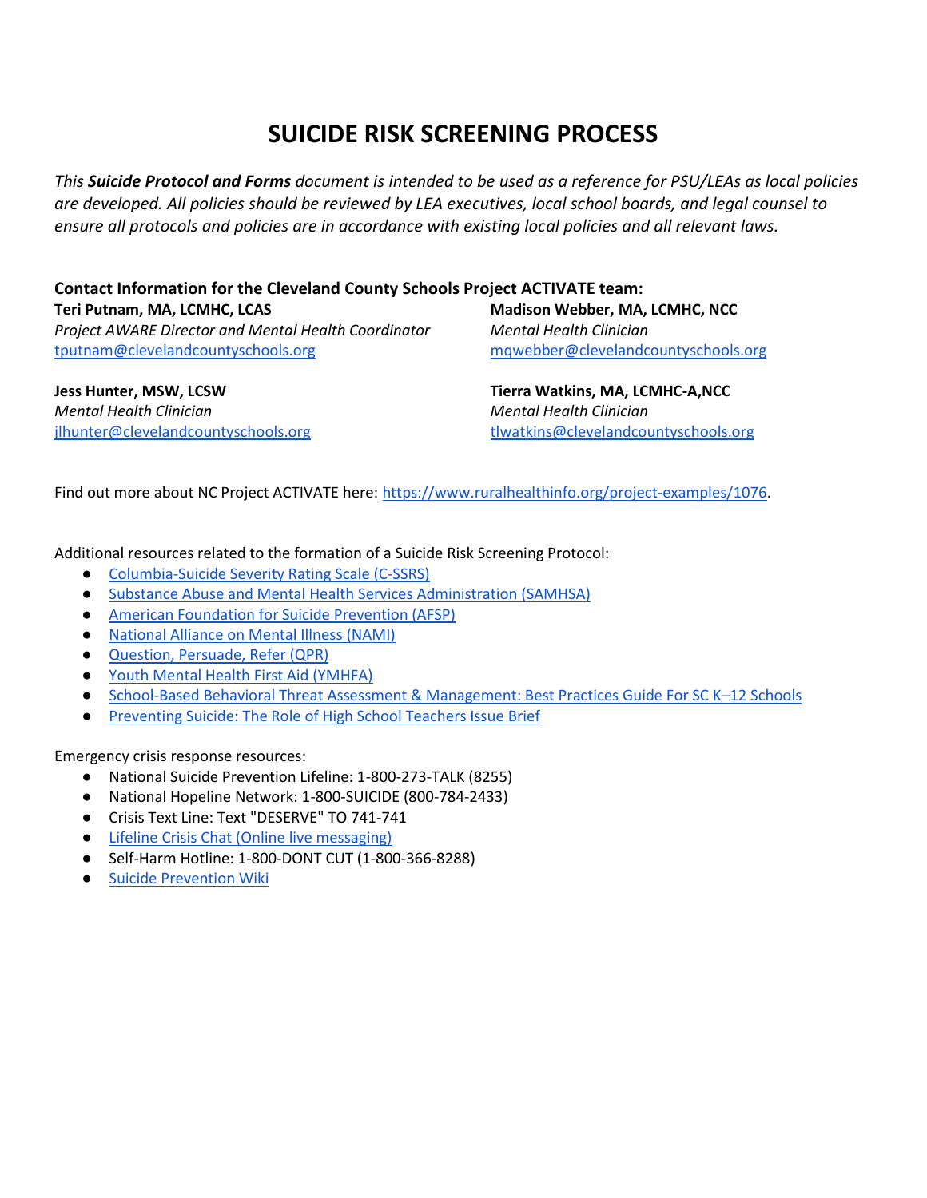# SUICIDE RISK SCREENING PROCESS

*This **Suicide Protocol and Forms** document is intended to be used as a reference for PSU/LEAs as local policies are developed. All policies should be reviewed by LEA executives, local school boards, and legal counsel to ensure all protocols and policies are in accordance with existing local policies and all relevant laws.*

**Contact Information for the Cleveland County Schools Project ACTIVATE team:**

**Teri Putnam, MA, LCMHC, LCAS**
*Project AWARE Director and Mental Health Coordinator*
tputnam@clevelandcountyschools.org

**Madison Webber, MA, LCMHC, NCC**
*Mental Health Clinician*
mqwebber@clevelandcountyschools.org

**Jess Hunter, MSW, LCSW**
*Mental Health Clinician*
jlhunter@clevelandcountyschools.org

**Tierra Watkins, MA, LCMHC-A,NCC**
*Mental Health Clinician*
tlwatkins@clevelandcountyschools.org

Find out more about NC Project ACTIVATE here: https://www.ruralhealthinfo.org/project-examples/1076.

Additional resources related to the formation of a Suicide Risk Screening Protocol:

- Columbia-Suicide Severity Rating Scale (C-SSRS)
- Substance Abuse and Mental Health Services Administration (SAMHSA)
- American Foundation for Suicide Prevention (AFSP)
- National Alliance on Mental Illness (NAMI)
- Question, Persuade, Refer (QPR)
- Youth Mental Health First Aid (YMHFA)
- School-Based Behavioral Threat Assessment & Management: Best Practices Guide For SC K–12 Schools
- Preventing Suicide: The Role of High School Teachers Issue Brief

Emergency crisis response resources:

- National Suicide Prevention Lifeline: 1-800-273-TALK (8255)
- National Hopeline Network: 1-800-SUICIDE (800-784-2433)
- Crisis Text Line: Text "DESERVE" TO 741-741
- Lifeline Crisis Chat (Online live messaging)
- Self-Harm Hotline: 1-800-DONT CUT (1-800-366-8288)
- Suicide Prevention Wiki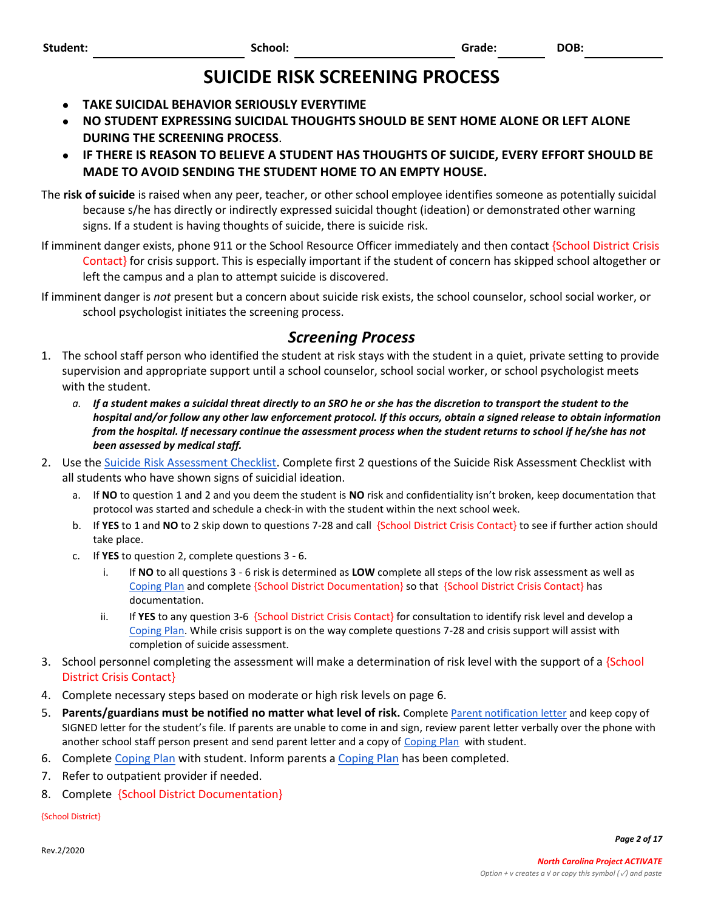Student: ______________________ School: ______________________ Grade: ________ DOB: ____________

# SUICIDE RISK SCREENING PROCESS

- **TAKE SUICIDAL BEHAVIOR SERIOUSLY EVERYTIME**
- **NO STUDENT EXPRESSING SUICIDAL THOUGHTS SHOULD BE SENT HOME ALONE OR LEFT ALONE DURING THE SCREENING PROCESS**.
- **IF THERE IS REASON TO BELIEVE A STUDENT HAS THOUGHTS OF SUICIDE, EVERY EFFORT SHOULD BE MADE TO AVOID SENDING THE STUDENT HOME TO AN EMPTY HOUSE.**

The **risk of suicide** is raised when any peer, teacher, or other school employee identifies someone as potentially suicidal because s/he has directly or indirectly expressed suicidal thought (ideation) or demonstrated other warning signs. If a student is having thoughts of suicide, there is suicide risk.

If imminent danger exists, phone 911 or the School Resource Officer immediately and then contact {School District Crisis Contact} for crisis support. This is especially important if the student of concern has skipped school altogether or left the campus and a plan to attempt suicide is discovered.

If imminent danger is *not* present but a concern about suicide risk exists, the school counselor, school social worker, or school psychologist initiates the screening process.

## *Screening Process*

1. The school staff person who identified the student at risk stays with the student in a quiet, private setting to provide supervision and appropriate support until a school counselor, school social worker, or school psychologist meets with the student.
   a. ***If a student makes a suicidal threat directly to an SRO he or she has the discretion to transport the student to the hospital and/or follow any other law enforcement protocol. If this occurs, obtain a signed release to obtain information from the hospital. If necessary continue the assessment process when the student returns to school if he/she has not been assessed by medical staff.***
2. Use the Suicide Risk Assessment Checklist. Complete first 2 questions of the Suicide Risk Assessment Checklist with all students who have shown signs of suicidial ideation.
   a. If **NO** to question 1 and 2 and you deem the student is **NO** risk and confidentiality isn't broken, keep documentation that protocol was started and schedule a check-in with the student within the next school week.
   b. If **YES** to 1 and **NO** to 2 skip down to questions 7-28 and call {School District Crisis Contact} to see if further action should take place.
   c. If **YES** to question 2, complete questions 3 - 6.
      i. If **NO** to all questions 3 - 6 risk is determined as **LOW** complete all steps of the low risk assessment as well as Coping Plan and complete {School District Documentation} so that {School District Crisis Contact} has documentation.
      ii. If **YES** to any question 3-6 {School District Crisis Contact} for consultation to identify risk level and develop a Coping Plan. While crisis support is on the way complete questions 7-28 and crisis support will assist with completion of suicide assessment.
3. School personnel completing the assessment will make a determination of risk level with the support of a {School District Crisis Contact}
4. Complete necessary steps based on moderate or high risk levels on page 6.
5. **Parents/guardians must be notified no matter what level of risk.** Complete Parent notification letter and keep copy of SIGNED letter for the student's file. If parents are unable to come in and sign, review parent letter verbally over the phone with another school staff person present and send parent letter and a copy of Coping Plan with student.
6. Complete Coping Plan with student. Inform parents a Coping Plan has been completed.
7. Refer to outpatient provider if needed.
8. Complete {School District Documentation}

{School District}

Rev.2/2020

*North Carolina Project ACTIVATE*

*Option + v creates a √ or copy this symbol (✓) and paste*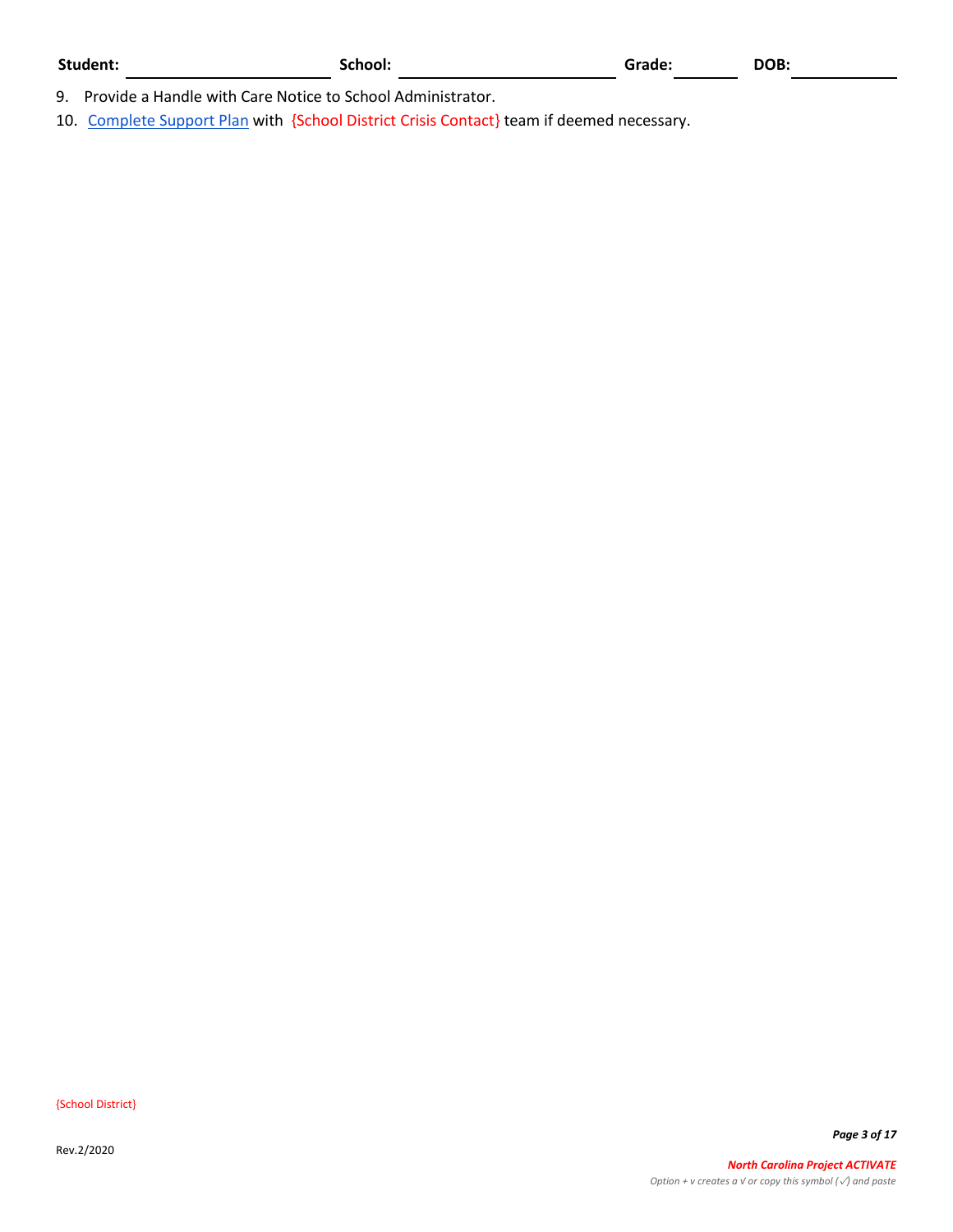**Student:** \_\_\_\_\_\_\_\_\_\_\_\_\_\_\_\_\_\_\_\_ **School:** \_\_\_\_\_\_\_\_\_\_\_\_\_\_\_\_\_\_\_\_ **Grade:** \_\_\_\_\_\_ **DOB:** \_\_\_\_\_\_\_\_\_\_

9. Provide a Handle with Care Notice to School Administrator.
10. Complete Support Plan with {School District Crisis Contact} team if deemed necessary.

{School District}

Rev.2/2020

*Option + v creates a √ or copy this symbol (✓) and paste*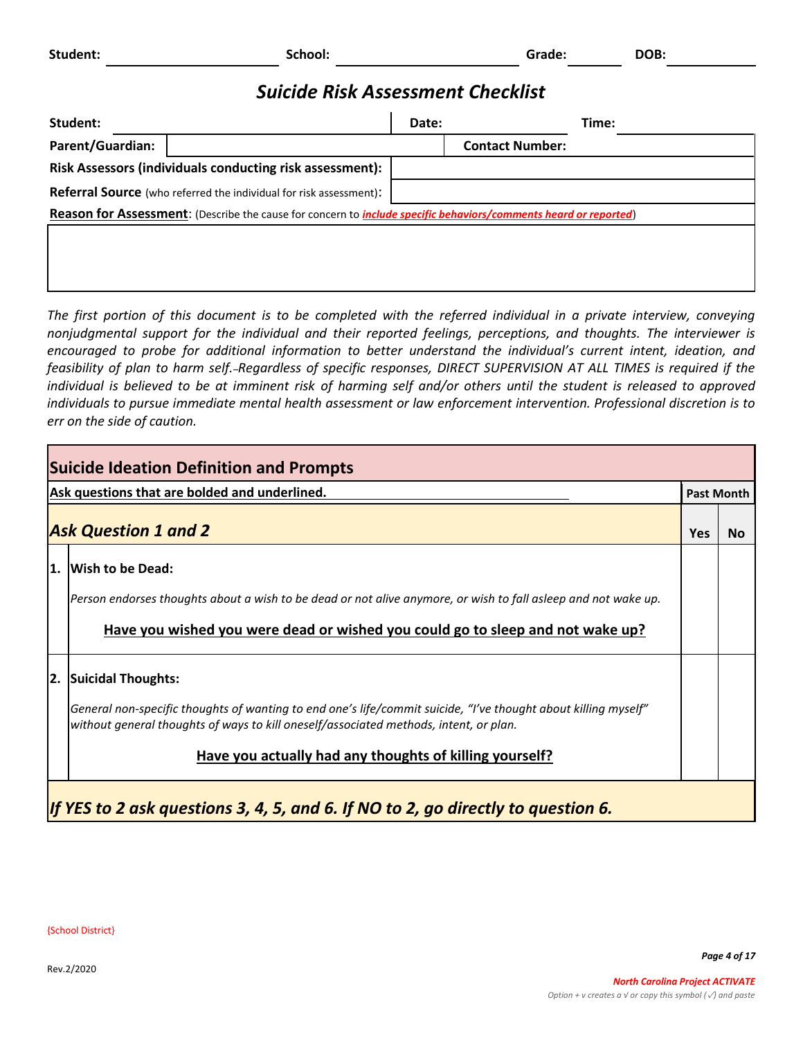**Student:** ______________________ **School:** ______________________ **Grade:** ________ **DOB:** ____________

## *Suicide Risk Assessment Checklist*

| **Student:** | | **Date:** | | **Time:** | |
|---|---|---|---|---|---|
| **Parent/Guardian:** | | | **Contact Number:** | | |
| **Risk Assessors (individuals conducting risk assessment):** | | | | | |
| **Referral Source** (who referred the individual for risk assessment): | | | | | |

**Reason for Assessment**: (Describe the cause for concern to ***include specific behaviors/comments heard or reported***)

&nbsp;

*The first portion of this document is to be completed with the referred individual in a private interview, conveying nonjudgmental support for the individual and their reported feelings, perceptions, and thoughts. The interviewer is encouraged to probe for additional information to better understand the individual's current intent, ideation, and feasibility of plan to harm self. Regardless of specific responses, DIRECT SUPERVISION AT ALL TIMES is required if the individual is believed to be at imminent risk of harming self and/or others until the student is released to approved individuals to pursue immediate mental health assessment or law enforcement intervention. Professional discretion is to err on the side of caution.*

| **Suicide Ideation Definition and Prompts** | | | |
|---|---|---|---|
| **Ask questions that are bolded and underlined.** | | **Past Month** | |
| ***Ask Question 1 and 2*** | | **Yes** | **No** |
| **1.** | **Wish to be Dead:**<br>*Person endorses thoughts about a wish to be dead or not alive anymore, or wish to fall asleep and not wake up.*<br>**<u>Have you wished you were dead or wished you could go to sleep and not wake up?</u>** | | |
| **2.** | **Suicidal Thoughts:**<br>*General non-specific thoughts of wanting to end one's life/commit suicide, "I've thought about killing myself" without general thoughts of ways to kill oneself/associated methods, intent, or plan.*<br>**<u>Have you actually had any thoughts of killing yourself?</u>** | | |
| ***If YES to 2 ask questions 3, 4, 5, and 6. If NO to 2, go directly to question 6.*** | | | |

{School District}

Rev.2/2020

***North Carolina Project ACTIVATE***

*Option + v creates a √ or copy this symbol (✓) and paste*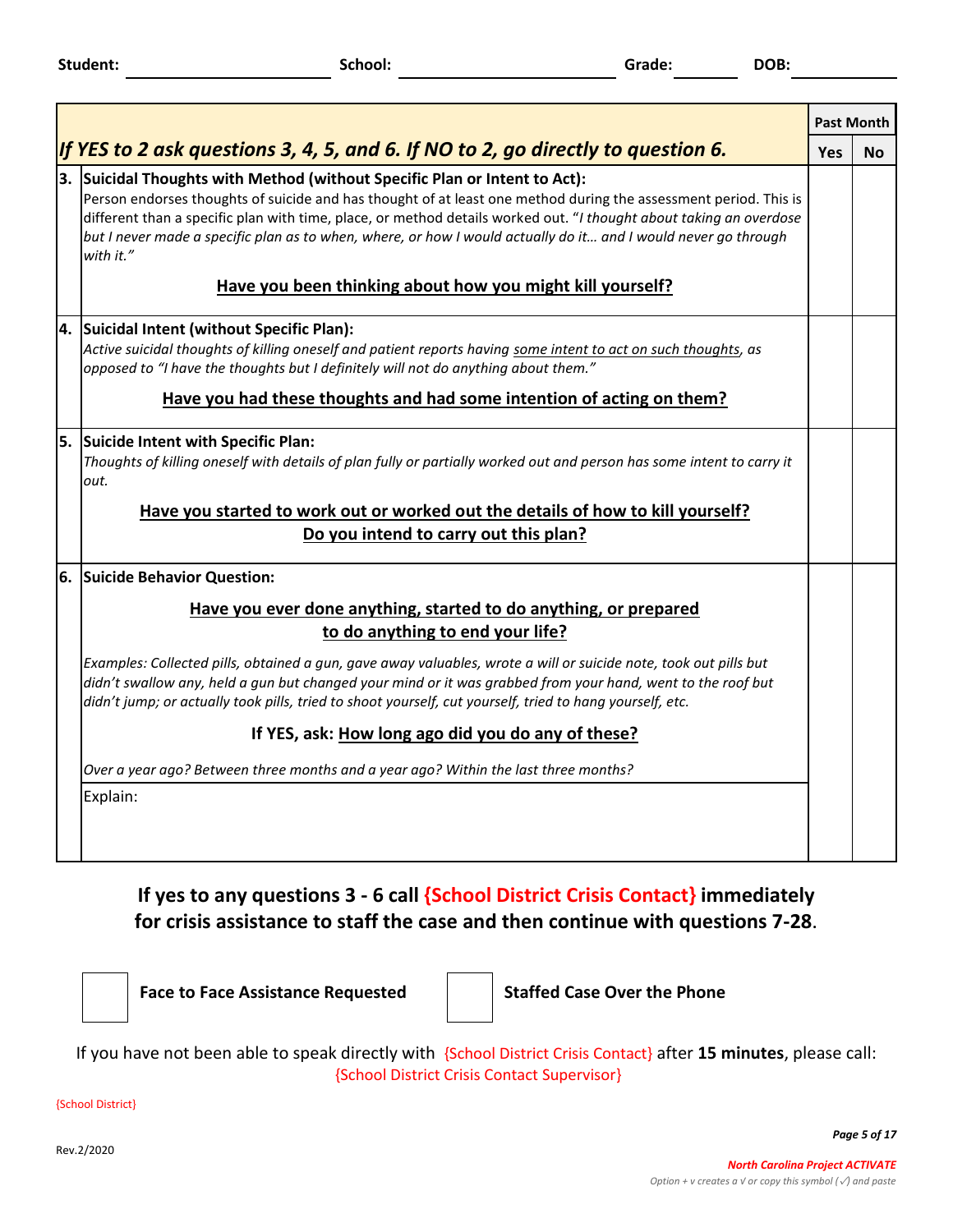Student: ______________________ School: ______________________ Grade: ________ DOB: ____________

| *If YES to 2 ask questions 3, 4, 5, and 6. If NO to 2, go directly to question 6.* | Past Month | |
|---|---|---|
| | **Yes** | **No** |
| **3. Suicidal Thoughts with Method (without Specific Plan or Intent to Act):** Person endorses thoughts of suicide and has thought of at least one method during the assessment period. This is different than a specific plan with time, place, or method details worked out. "*I thought about taking an overdose but I never made a specific plan as to when, where, or how I would actually do it… and I would never go through with it.*" <br><br> **Have you been thinking about how you might kill yourself?** | | |
| **4. Suicidal Intent (without Specific Plan):** *Active suicidal thoughts of killing oneself and patient reports having some intent to act on such thoughts, as opposed to "I have the thoughts but I definitely will not do anything about them."* <br><br> **Have you had these thoughts and had some intention of acting on them?** | | |
| **5. Suicide Intent with Specific Plan:** *Thoughts of killing oneself with details of plan fully or partially worked out and person has some intent to carry it out.* <br><br> **Have you started to work out or worked out the details of how to kill yourself? Do you intend to carry out this plan?** | | |
| **6. Suicide Behavior Question:** <br><br> **Have you ever done anything, started to do anything, or prepared to do anything to end your life?** <br><br> *Examples: Collected pills, obtained a gun, gave away valuables, wrote a will or suicide note, took out pills but didn't swallow any, held a gun but changed your mind or it was grabbed from your hand, went to the roof but didn't jump; or actually took pills, tried to shoot yourself, cut yourself, tried to hang yourself, etc.* <br><br> **If YES, ask: How long ago did you do any of these?** <br><br> *Over a year ago? Between three months and a year ago? Within the last three months?* <br><br> Explain: | | |

**If yes to any questions 3 - 6 call {School District Crisis Contact} immediately for crisis assistance to staff the case and then continue with questions 7-28.**

☐ **Face to Face Assistance Requested** ☐ **Staffed Case Over the Phone**

If you have not been able to speak directly with {School District Crisis Contact} after **15 minutes**, please call: {School District Crisis Contact Supervisor}

{School District}

Rev.2/2020

*North Carolina Project ACTIVATE*

*Option + v creates a √ or copy this symbol (✓) and paste*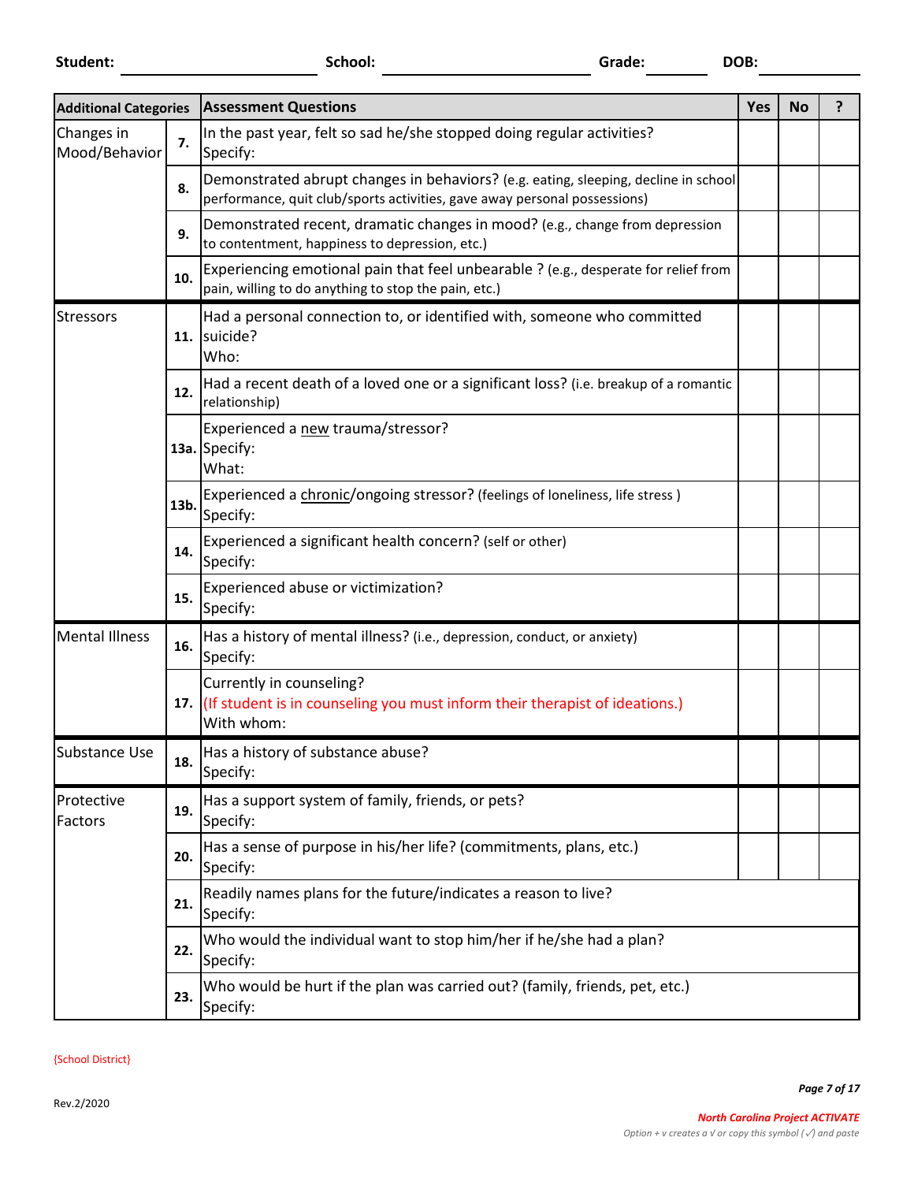**Student:** ______________________ **School:** ______________________ **Grade:** ________ **DOB:** ____________

| Additional Categories | | Assessment Questions | Yes | No | ? |
|---|---|---|---|---|---|
| Changes in Mood/Behavior | **7.** | In the past year, felt so sad he/she stopped doing regular activities?<br>Specify: | | | |
| | **8.** | Demonstrated abrupt changes in behaviors? (e.g. eating, sleeping, decline in school performance, quit club/sports activities, gave away personal possessions) | | | |
| | **9.** | Demonstrated recent, dramatic changes in mood? (e.g., change from depression to contentment, happiness to depression, etc.) | | | |
| | **10.** | Experiencing emotional pain that feel unbearable ? (e.g., desperate for relief from pain, willing to do anything to stop the pain, etc.) | | | |
| Stressors | **11.** | Had a personal connection to, or identified with, someone who committed suicide?<br>Who: | | | |
| | **12.** | Had a recent death of a loved one or a significant loss? (i.e. breakup of a romantic relationship) | | | |
| | **13a.** | Experienced a new trauma/stressor?<br>Specify:<br>What: | | | |
| | **13b.** | Experienced a chronic/ongoing stressor? (feelings of loneliness, life stress )<br>Specify: | | | |
| | **14.** | Experienced a significant health concern? (self or other)<br>Specify: | | | |
| | **15.** | Experienced abuse or victimization?<br>Specify: | | | |
| Mental Illness | **16.** | Has a history of mental illness? (i.e., depression, conduct, or anxiety)<br>Specify: | | | |
| | **17.** | Currently in counseling?<br>(If student is in counseling you must inform their therapist of ideations.)<br>With whom: | | | |
| Substance Use | **18.** | Has a history of substance abuse?<br>Specify: | | | |
| Protective Factors | **19.** | Has a support system of family, friends, or pets?<br>Specify: | | | |
| | **20.** | Has a sense of purpose in his/her life? (commitments, plans, etc.)<br>Specify: | | | |
| | **21.** | Readily names plans for the future/indicates a reason to live?<br>Specify: | | | |
| | **22.** | Who would the individual want to stop him/her if he/she had a plan?<br>Specify: | | | |
| | **23.** | Who would be hurt if the plan was carried out? (family, friends, pet, etc.)<br>Specify: | | | |

{School District}

Rev.2/2020

*North Carolina Project ACTIVATE*

*Option + v creates a √ or copy this symbol (✓) and paste*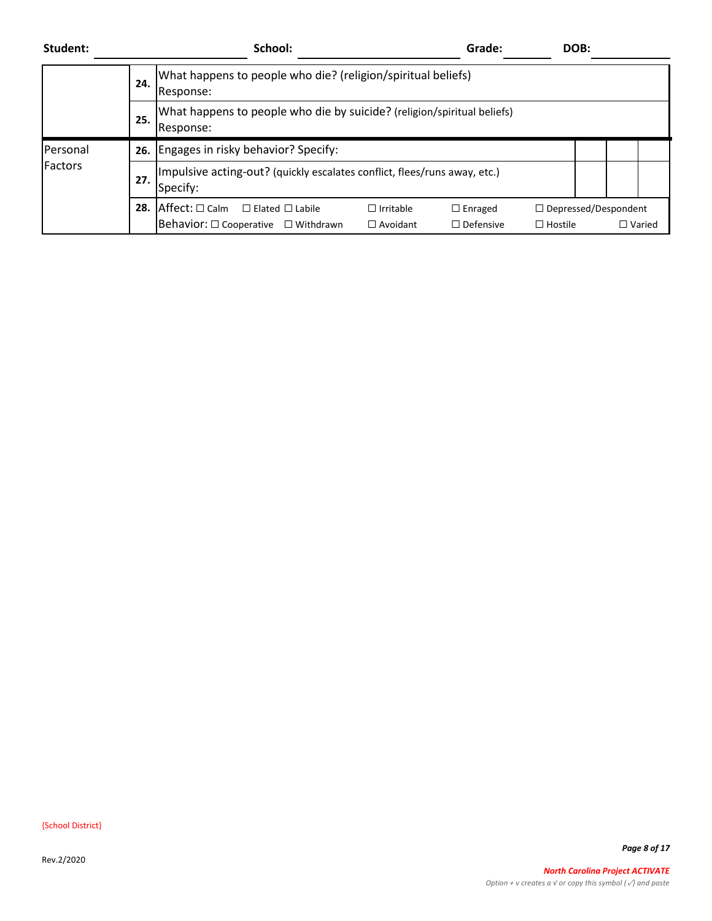**Student:** \_\_\_\_\_\_\_\_\_\_\_\_\_\_\_\_ **School:** \_\_\_\_\_\_\_\_\_\_\_\_\_\_\_\_ **Grade:** \_\_\_\_\_\_ **DOB:** \_\_\_\_\_\_\_\_

| | | | | | |
|---|---|---|---|---|---|
| | **24.** | What happens to people who die? (religion/spiritual beliefs)<br>Response: | | | |
| | **25.** | What happens to people who die by suicide? (religion/spiritual beliefs)<br>Response: | | | |
| Personal Factors | **26.** | Engages in risky behavior? Specify: | | | |
| | **27.** | Impulsive acting-out? (quickly escalates conflict, flees/runs away, etc.)<br>Specify: | | | |
| | **28.** | Affect: ☐ Calm ☐ Elated ☐ Labile ☐ Irritable ☐ Enraged ☐ Depressed/Despondent<br>Behavior: ☐ Cooperative ☐ Withdrawn ☐ Avoidant ☐ Defensive ☐ Hostile ☐ Varied | | | |

{School District}

Rev.2/2020

*North Carolina Project ACTIVATE*

*Option + v creates a √ or copy this symbol (✓) and paste*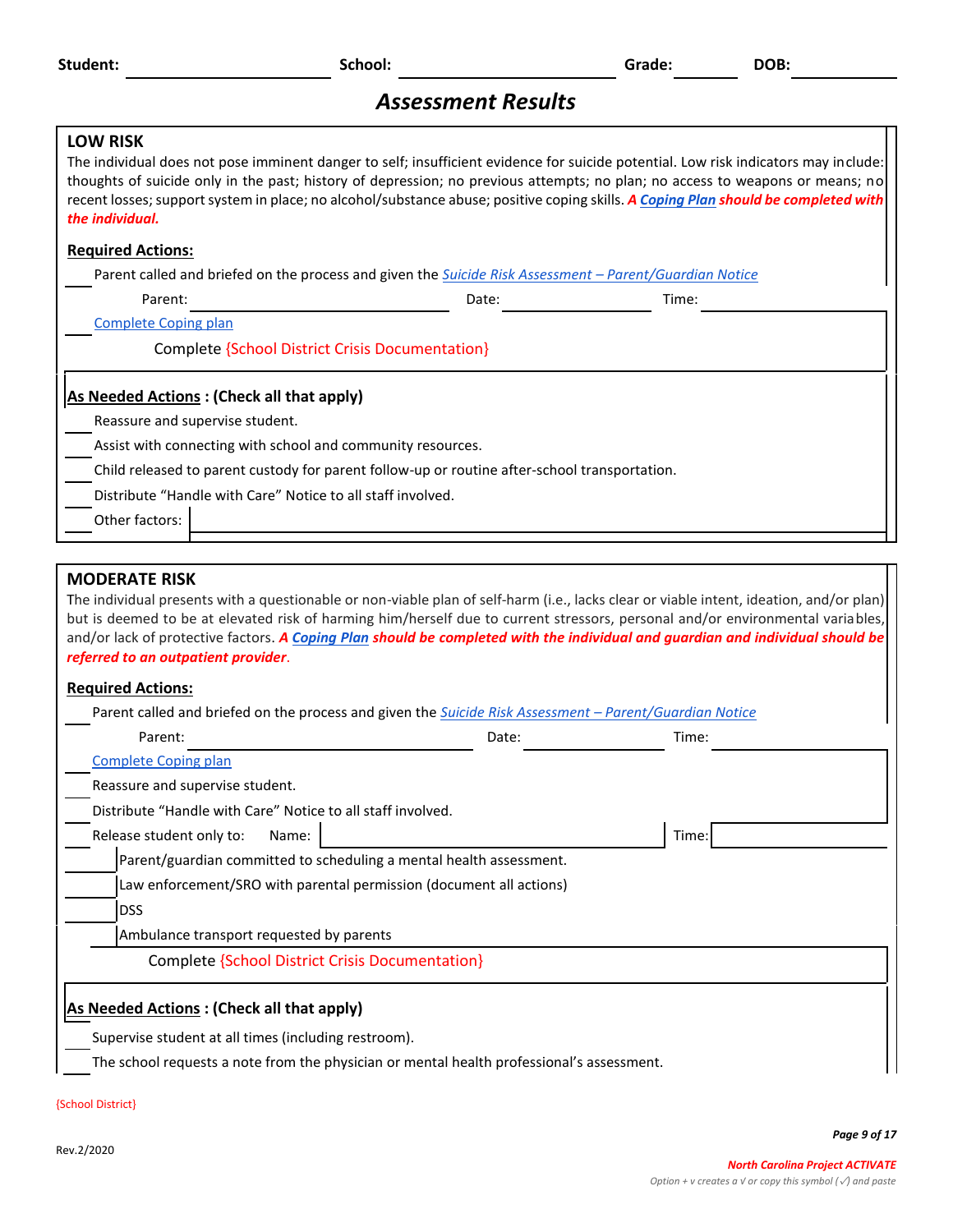Student: \_\_\_\_\_\_\_\_\_\_\_\_\_\_\_\_ School: \_\_\_\_\_\_\_\_\_\_\_\_\_\_\_\_ Grade: \_\_\_\_\_\_ DOB: \_\_\_\_\_\_\_\_

## *Assessment Results*

### LOW RISK

The individual does not pose imminent danger to self; insufficient evidence for suicide potential. Low risk indicators may include: thoughts of suicide only in the past; history of depression; no previous attempts; no plan; no access to weapons or means; no recent losses; support system in place; no alcohol/substance abuse; positive coping skills. ***A Coping Plan should be completed with the individual.***

**Required Actions:**

\_\_\_ Parent called and briefed on the process and given the *Suicide Risk Assessment – Parent/Guardian Notice*

Parent: \_\_\_\_\_\_\_\_\_\_\_\_\_\_\_\_ Date: \_\_\_\_\_\_\_\_ Time: \_\_\_\_\_\_\_\_

\_\_\_ Complete Coping plan

Complete {School District Crisis Documentation}

**As Needed Actions : (Check all that apply)**

\_\_\_ Reassure and supervise student.

\_\_\_ Assist with connecting with school and community resources.

\_\_\_ Child released to parent custody for parent follow-up or routine after-school transportation.

\_\_\_ Distribute "Handle with Care" Notice to all staff involved.

\_\_\_ Other factors: \_\_\_\_\_\_\_\_\_\_\_\_\_\_\_\_

### MODERATE RISK

The individual presents with a questionable or non-viable plan of self-harm (i.e., lacks clear or viable intent, ideation, and/or plan) but is deemed to be at elevated risk of harming him/herself due to current stressors, personal and/or environmental variables, and/or lack of protective factors. ***A Coping Plan should be completed with the individual and guardian and individual should be referred to an outpatient provider.***

**Required Actions:**

\_\_\_ Parent called and briefed on the process and given the *Suicide Risk Assessment – Parent/Guardian Notice*

Parent: \_\_\_\_\_\_\_\_\_\_\_\_\_\_\_\_ Date: \_\_\_\_\_\_\_\_ Time: \_\_\_\_\_\_\_\_

\_\_\_ Complete Coping plan

\_\_\_ Reassure and supervise student.

\_\_\_ Distribute "Handle with Care" Notice to all staff involved.

\_\_\_ Release student only to: Name: \_\_\_\_\_\_\_\_\_\_\_\_\_\_\_\_ Time: \_\_\_\_\_\_\_\_

- \_\_\_ Parent/guardian committed to scheduling a mental health assessment.
- \_\_\_ Law enforcement/SRO with parental permission (document all actions)
- \_\_\_ DSS
- \_\_\_ Ambulance transport requested by parents

Complete {School District Crisis Documentation}

**As Needed Actions : (Check all that apply)**

\_\_\_ Supervise student at all times (including restroom).

\_\_\_ The school requests a note from the physician or mental health professional's assessment.

{School District}

Rev.2/2020

North Carolina Project ACTIVATE

*Option + v creates a √ or copy this symbol (✓) and paste*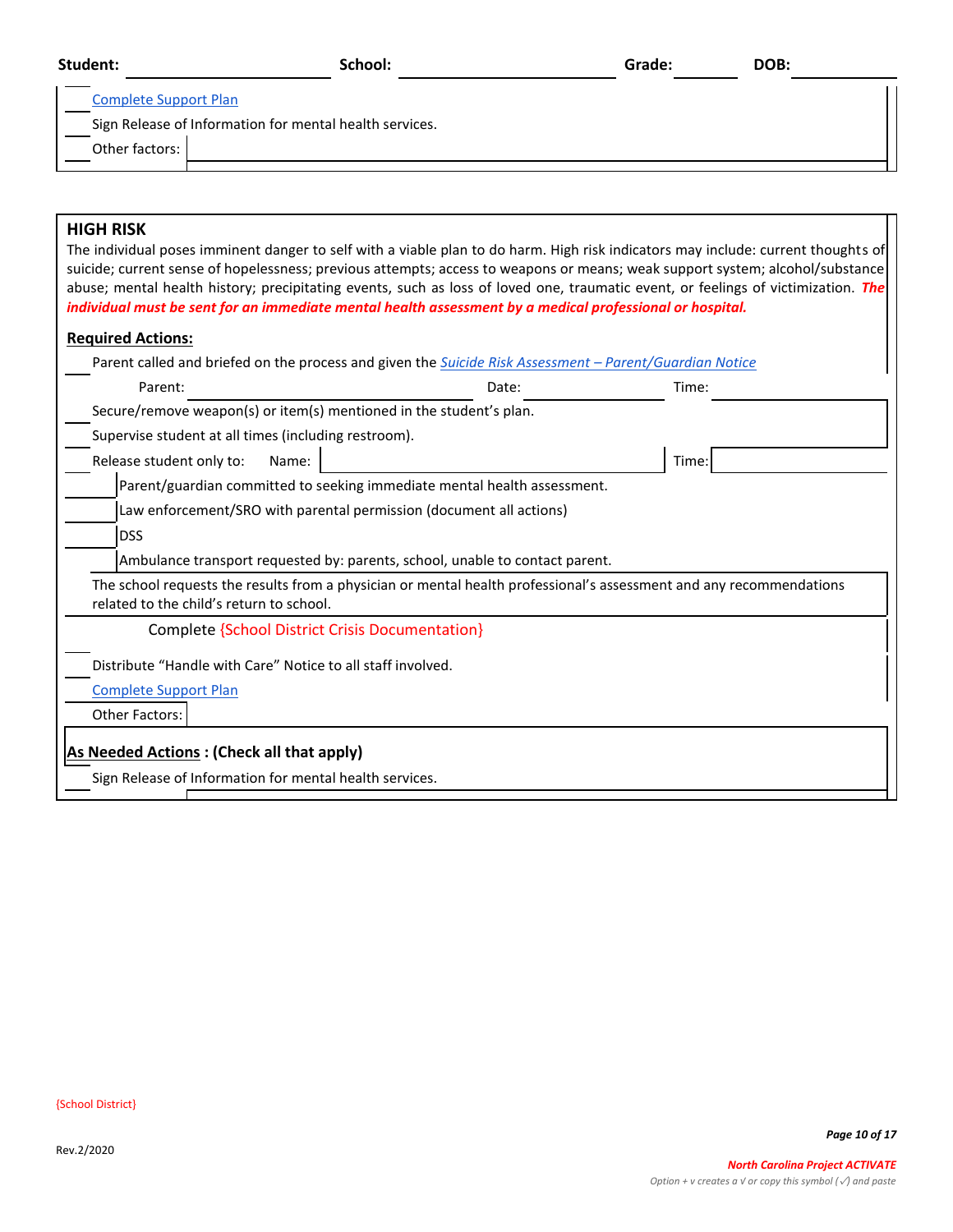**Student:** ____________________ **School:** ____________________ **Grade:** ________ **DOB:** ____________

___ Complete Support Plan

___ Sign Release of Information for mental health services.

___ Other factors: ____________________

## HIGH RISK

The individual poses imminent danger to self with a viable plan to do harm. High risk indicators may include: current thoughts of suicide; current sense of hopelessness; previous attempts; access to weapons or means; weak support system; alcohol/substance abuse; mental health history; precipitating events, such as loss of loved one, traumatic event, or feelings of victimization. ***The individual must be sent for an immediate mental health assessment by a medical professional or hospital.***

**Required Actions:**

___ Parent called and briefed on the process and given the *Suicide Risk Assessment – Parent/Guardian Notice*

Parent: ____________________ Date: ____________ Time: ____________

___ Secure/remove weapon(s) or item(s) mentioned in the student's plan.

___ Supervise student at all times (including restroom).

___ Release student only to: Name: ____________________ Time: ____________

- ___ Parent/guardian committed to seeking immediate mental health assessment.
- ___ Law enforcement/SRO with parental permission (document all actions)
- ___ DSS
- ___ Ambulance transport requested by: parents, school, unable to contact parent.

The school requests the results from a physician or mental health professional's assessment and any recommendations related to the child's return to school.

___ Complete {School District Crisis Documentation}

___ Distribute "Handle with Care" Notice to all staff involved.

___ Complete Support Plan

___ Other Factors: ____________________

**As Needed Actions : (Check all that apply)**

___ Sign Release of Information for mental health services.

{School District}

Rev.2/2020

***North Carolina Project ACTIVATE***

*Option + v creates a √ or copy this symbol (✓) and paste*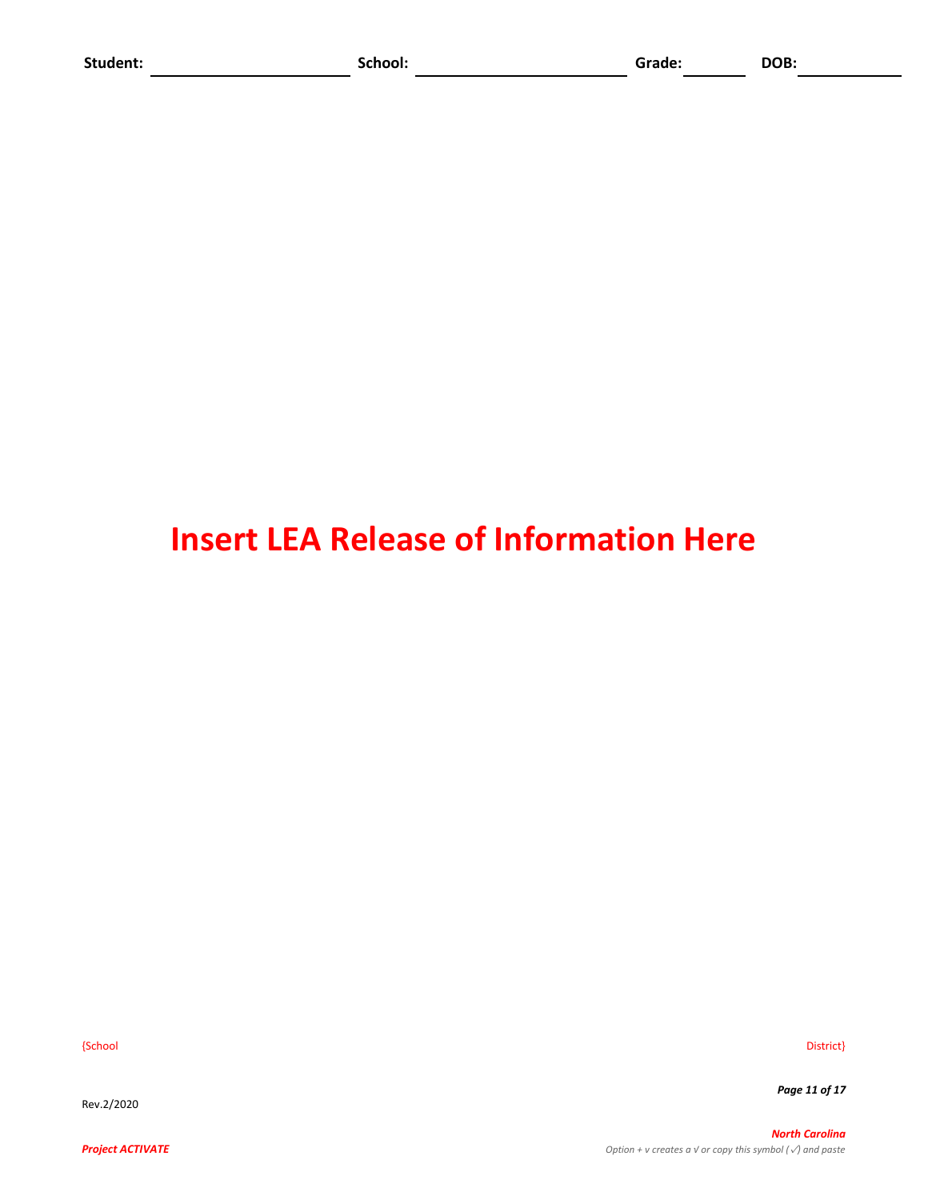**Student:** \_\_\_\_\_\_\_\_\_\_\_\_\_\_\_\_\_\_\_\_ **School:** \_\_\_\_\_\_\_\_\_\_\_\_\_\_\_\_\_\_\_\_ **Grade:** \_\_\_\_\_\_\_ **DOB:** \_\_\_\_\_\_\_\_\_\_

# Insert LEA Release of Information Here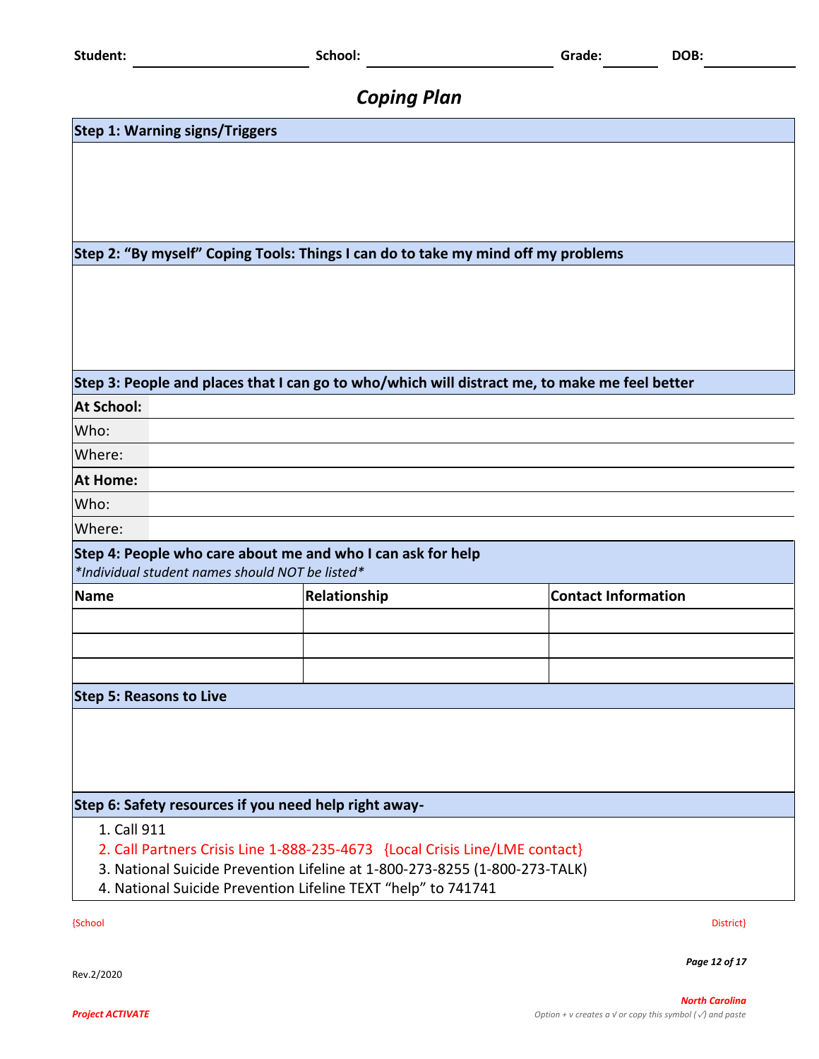**Student:** ____________________ **School:** ____________________ **Grade:** ________ **DOB:** ____________

## *Coping Plan*

**Step 1: Warning signs/Triggers**

**Step 2: "By myself" Coping Tools: Things I can do to take my mind off my problems**

**Step 3: People and places that I can go to who/which will distract me, to make me feel better**

| **At School:** | |
|---|---|
| Who: | |
| Where: | |
| **At Home:** | |
| Who: | |
| Where: | |

**Step 4: People who care about me and who I can ask for help**
*\*Individual student names should NOT be listed\**

| Name | Relationship | Contact Information |
|---|---|---|
| | | |
| | | |
| | | |

**Step 5: Reasons to Live**

**Step 6: Safety resources if you need help right away-**

1. Call 911
2. Call Partners Crisis Line 1-888-235-4673 {Local Crisis Line/LME contact}
3. National Suicide Prevention Lifeline at 1-800-273-8255 (1-800-273-TALK)
4. National Suicide Prevention Lifeline TEXT "help" to 741741

{School District}

Rev.2/2020

*Project ACTIVATE*

***North Carolina***

*Option + v creates a √ or copy this symbol (✓) and paste*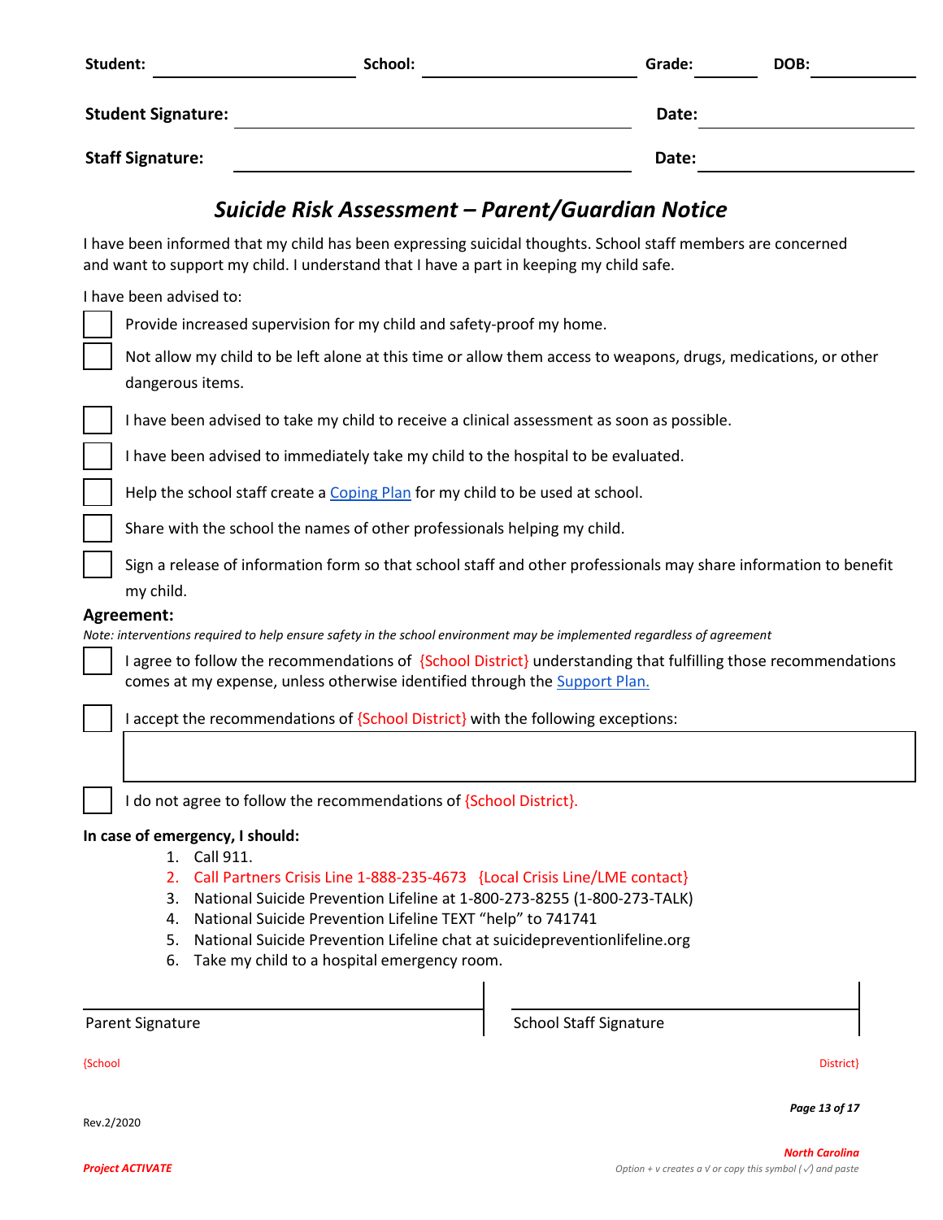**Student:** ____________________ **School:** ____________________ **Grade:** __________ **DOB:** __________

**Student Signature:** ______________________________ **Date:** __________

**Staff Signature:** ______________________________ **Date:** __________

## *Suicide Risk Assessment – Parent/Guardian Notice*

I have been informed that my child has been expressing suicidal thoughts. School staff members are concerned and want to support my child. I understand that I have a part in keeping my child safe.

I have been advised to:

- [ ] Provide increased supervision for my child and safety-proof my home.
- [ ] Not allow my child to be left alone at this time or allow them access to weapons, drugs, medications, or other dangerous items.
- [ ] I have been advised to take my child to receive a clinical assessment as soon as possible.
- [ ] I have been advised to immediately take my child to the hospital to be evaluated.
- [ ] Help the school staff create a Coping Plan for my child to be used at school.
- [ ] Share with the school the names of other professionals helping my child.
- [ ] Sign a release of information form so that school staff and other professionals may share information to benefit my child.

### Agreement:

*Note: interventions required to help ensure safety in the school environment may be implemented regardless of agreement*

- [ ] I agree to follow the recommendations of {School District} understanding that fulfilling those recommendations comes at my expense, unless otherwise identified through the Support Plan.
- [ ] I accept the recommendations of {School District} with the following exceptions:

______________________________________________________________________

- [ ] I do not agree to follow the recommendations of {School District}.

**In case of emergency, I should:**

1. Call 911.
2. Call Partners Crisis Line 1-888-235-4673 {Local Crisis Line/LME contact}
3. National Suicide Prevention Lifeline at 1-800-273-8255 (1-800-273-TALK)
4. National Suicide Prevention Lifeline TEXT "help" to 741741
5. National Suicide Prevention Lifeline chat at suicidepreventionlifeline.org
6. Take my child to a hospital emergency room.

______________________________ ______________________________

Parent Signature School Staff Signature

{School District}

Rev.2/2020

North Carolina

Project ACTIVATE

*Option + v creates a √ or copy this symbol (✓) and paste*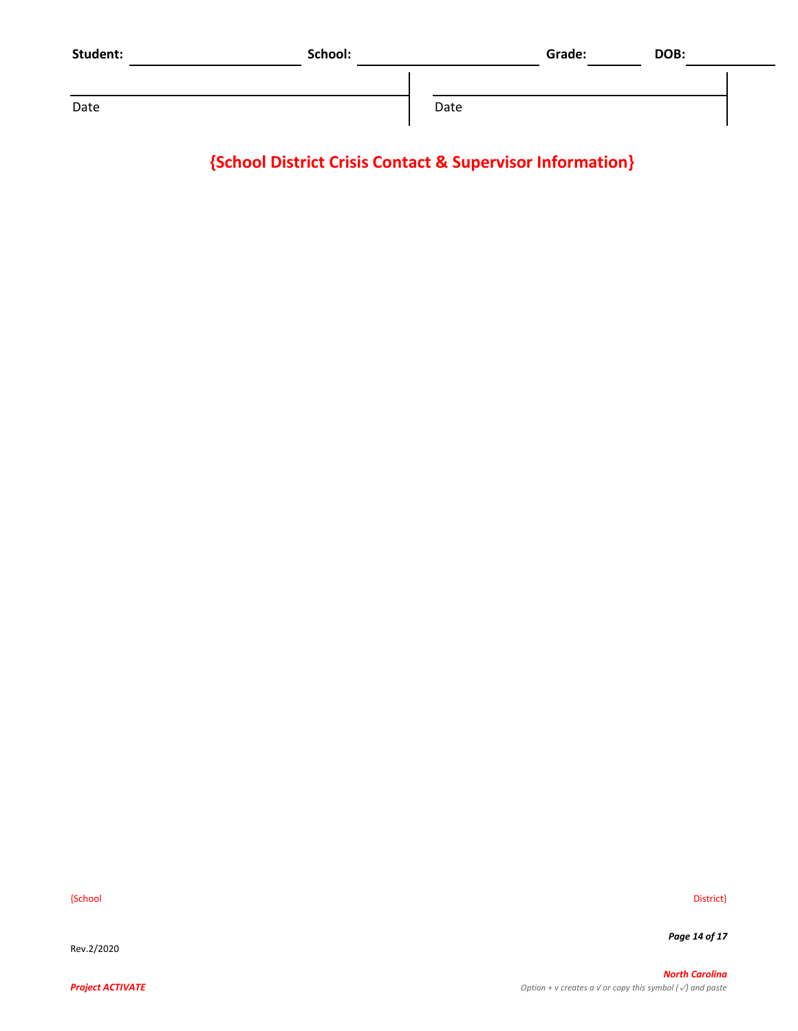**Student:** ______________ **School:** ______________ **Grade:** ________ **DOB:** __________

| ______________________ | ______________________ |
|---|---|
| Date | Date |

## {School District Crisis Contact & Supervisor Information}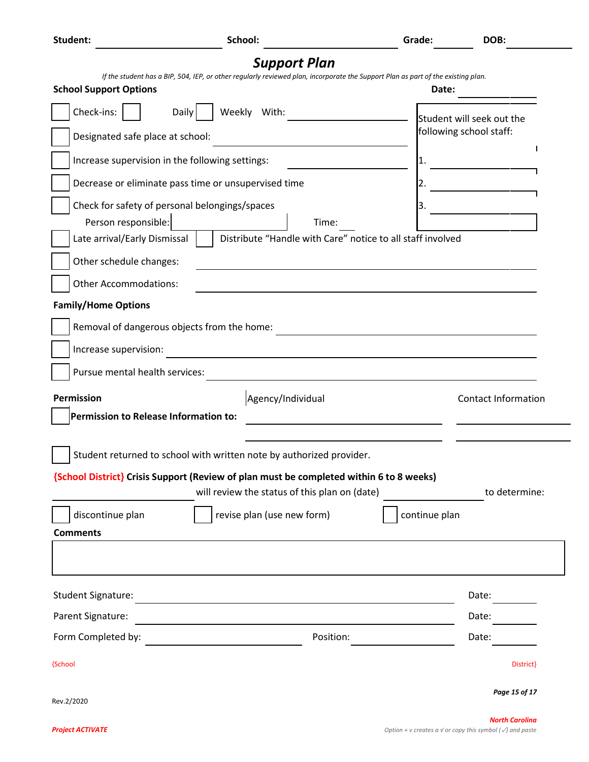Student: ____________________ School: ____________________ Grade: ________ DOB: ____________

# *Support Plan*

*If the student has a BIP, 504, IEP, or other regularly reviewed plan, incorporate the Support Plan as part of the existing plan.*

**School Support Options** **Date:** ____________

- ☐ Check-ins: ☐ Daily ☐ Weekly With: ____________________
- ☐ Designated safe place at school: ____________________
- ☐ Increase supervision in the following settings: ____________________
- ☐ Decrease or eliminate pass time or unsupervised time
- ☐ Check for safety of personal belongings/spaces
  - Person responsible: ____________________ Time: ________
- ☐ Late arrival/Early Dismissal ☐ Distribute "Handle with Care" notice to all staff involved
- ☐ Other schedule changes: ____________________
- ☐ Other Accommodations: ____________________

Student will seek out the following school staff:

1. ____________________
2. ____________________
3. ____________________

**Family/Home Options**

- ☐ Removal of dangerous objects from the home: ____________________
- ☐ Increase supervision: ____________________
- ☐ Pursue mental health services: ____________________

| **Permission** | Agency/Individual | Contact Information |
|---|---|---|
| ☐ **Permission to Release Information to:** | ____________________ | ____________________ |
| | ____________________ | ____________________ |

☐ Student returned to school with written note by authorized provider.

**{School District} Crisis Support (Review of plan must be completed within 6 to 8 weeks)**

____________________ will review the status of this plan on (date) ____________ to determine:

☐ discontinue plan ☐ revise plan (use new form) ☐ continue plan

**Comments**

| |
|---|
| |

Student Signature: ______________________________ Date: ________

Parent Signature: ______________________________ Date: ________

Form Completed by: ____________________ Position: ____________________ Date: ________

{School District}

Rev.2/2020

*Project ACTIVATE*

*North Carolina*

*Option + v creates a √ or copy this symbol (✓) and paste*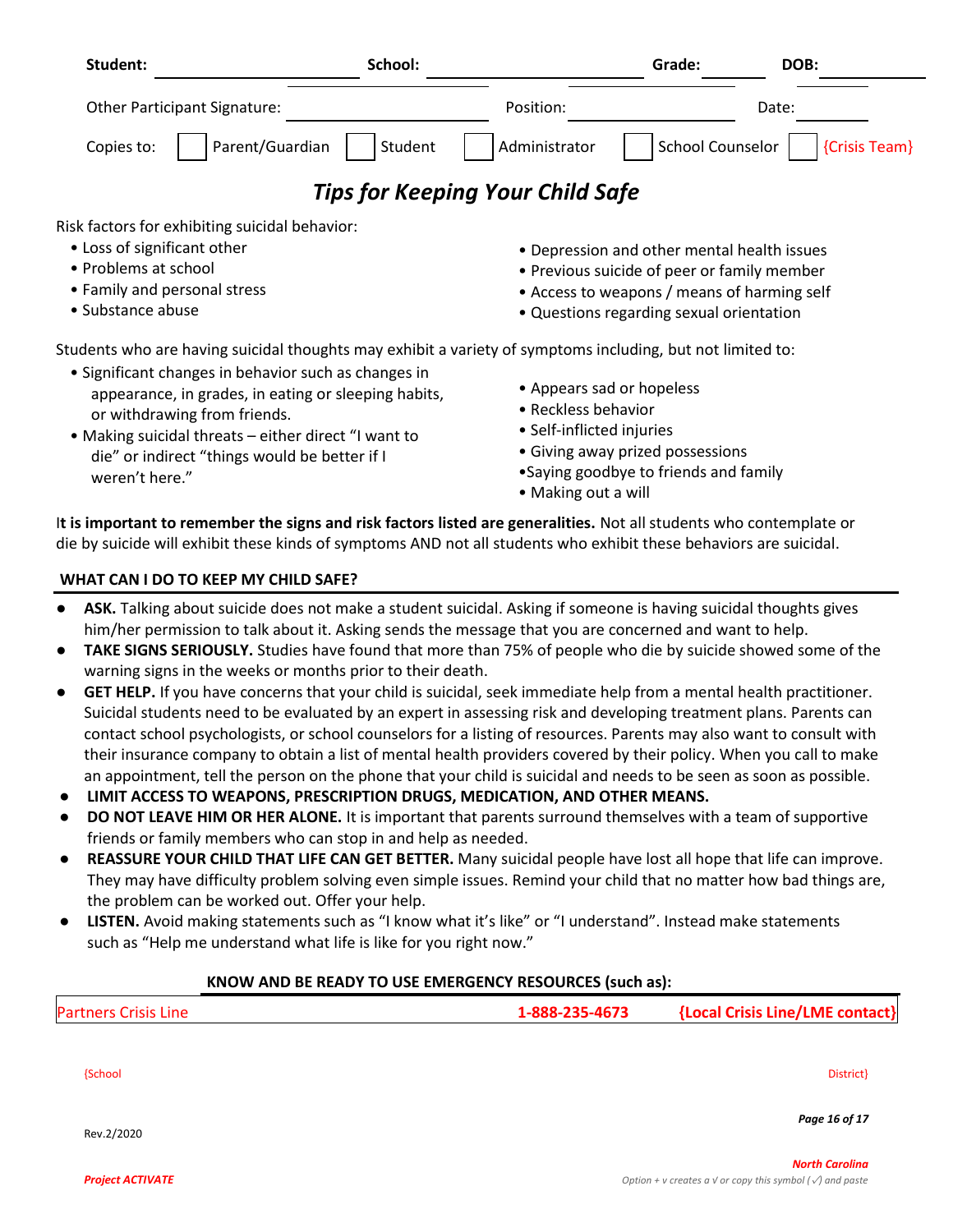**Student:** ______________________ **School:** ______________________ **Grade:** ________ **DOB:** ________

Other Participant Signature: ______________________ Position: ______________________ Date: ________

Copies to: ☐ Parent/Guardian ☐ Student ☐ Administrator ☐ School Counselor ☐ {Crisis Team}

# *Tips for Keeping Your Child Safe*

Risk factors for exhibiting suicidal behavior:

- Loss of significant other
- Problems at school
- Family and personal stress
- Substance abuse
- Depression and other mental health issues
- Previous suicide of peer or family member
- Access to weapons / means of harming self
- Questions regarding sexual orientation

Students who are having suicidal thoughts may exhibit a variety of symptoms including, but not limited to:

- Significant changes in behavior such as changes in appearance, in grades, in eating or sleeping habits, or withdrawing from friends.
- Making suicidal threats – either direct "I want to die" or indirect "things would be better if I weren't here."
- Appears sad or hopeless
- Reckless behavior
- Self-inflicted injuries
- Giving away prized possessions
- Saying goodbye to friends and family
- Making out a will

I**t is important to remember the signs and risk factors listed are generalities.** Not all students who contemplate or die by suicide will exhibit these kinds of symptoms AND not all students who exhibit these behaviors are suicidal.

## WHAT CAN I DO TO KEEP MY CHILD SAFE?

- **ASK.** Talking about suicide does not make a student suicidal. Asking if someone is having suicidal thoughts gives him/her permission to talk about it. Asking sends the message that you are concerned and want to help.
- **TAKE SIGNS SERIOUSLY.** Studies have found that more than 75% of people who die by suicide showed some of the warning signs in the weeks or months prior to their death.
- **GET HELP.** If you have concerns that your child is suicidal, seek immediate help from a mental health practitioner. Suicidal students need to be evaluated by an expert in assessing risk and developing treatment plans. Parents can contact school psychologists, or school counselors for a listing of resources. Parents may also want to consult with their insurance company to obtain a list of mental health providers covered by their policy. When you call to make an appointment, tell the person on the phone that your child is suicidal and needs to be seen as soon as possible.
- **LIMIT ACCESS TO WEAPONS, PRESCRIPTION DRUGS, MEDICATION, AND OTHER MEANS.**
- **DO NOT LEAVE HIM OR HER ALONE.** It is important that parents surround themselves with a team of supportive friends or family members who can stop in and help as needed.
- **REASSURE YOUR CHILD THAT LIFE CAN GET BETTER.** Many suicidal people have lost all hope that life can improve. They may have difficulty problem solving even simple issues. Remind your child that no matter how bad things are, the problem can be worked out. Offer your help.
- **LISTEN.** Avoid making statements such as "I know what it's like" or "I understand". Instead make statements such as "Help me understand what life is like for you right now."

## KNOW AND BE READY TO USE EMERGENCY RESOURCES (such as):

| Partners Crisis Line | 1-888-235-4673 | {Local Crisis Line/LME contact} |
|---|---|---|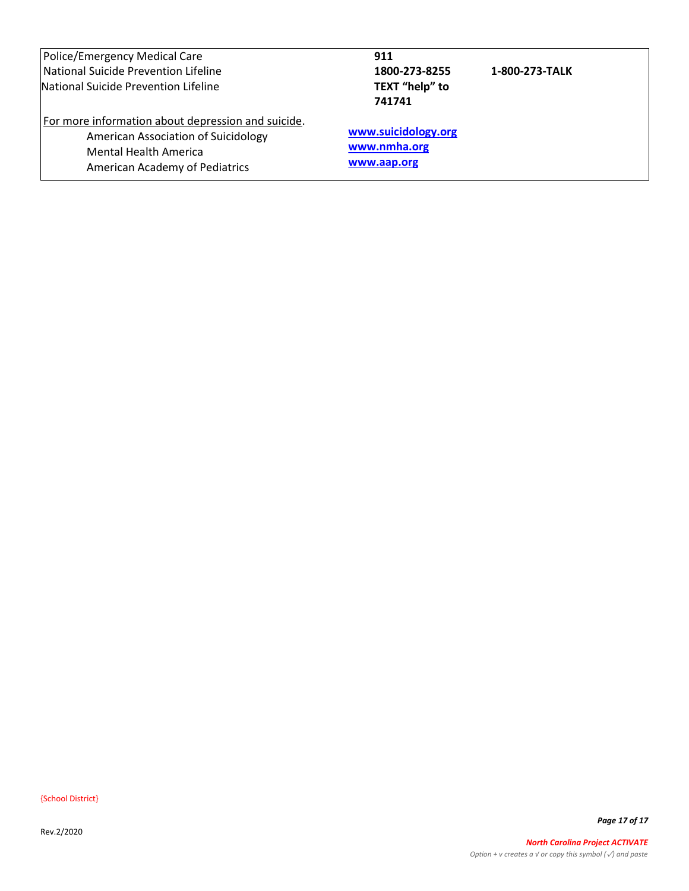| | | |
|---|---|---|
| Police/Emergency Medical Care | **911** | |
| National Suicide Prevention Lifeline | **1800-273-8255** | **1-800-273-TALK** |
| National Suicide Prevention Lifeline | **TEXT "help" to 741741** | |
| For more information about depression and suicide. | | |
| American Association of Suicidology | **www.suicidology.org** | |
| Mental Health America | **www.nmha.org** | |
| American Academy of Pediatrics | **www.aap.org** | |

{School District}

Rev.2/2020

***North Carolina Project ACTIVATE***

*Option + v creates a √ or copy this symbol (✓) and paste*